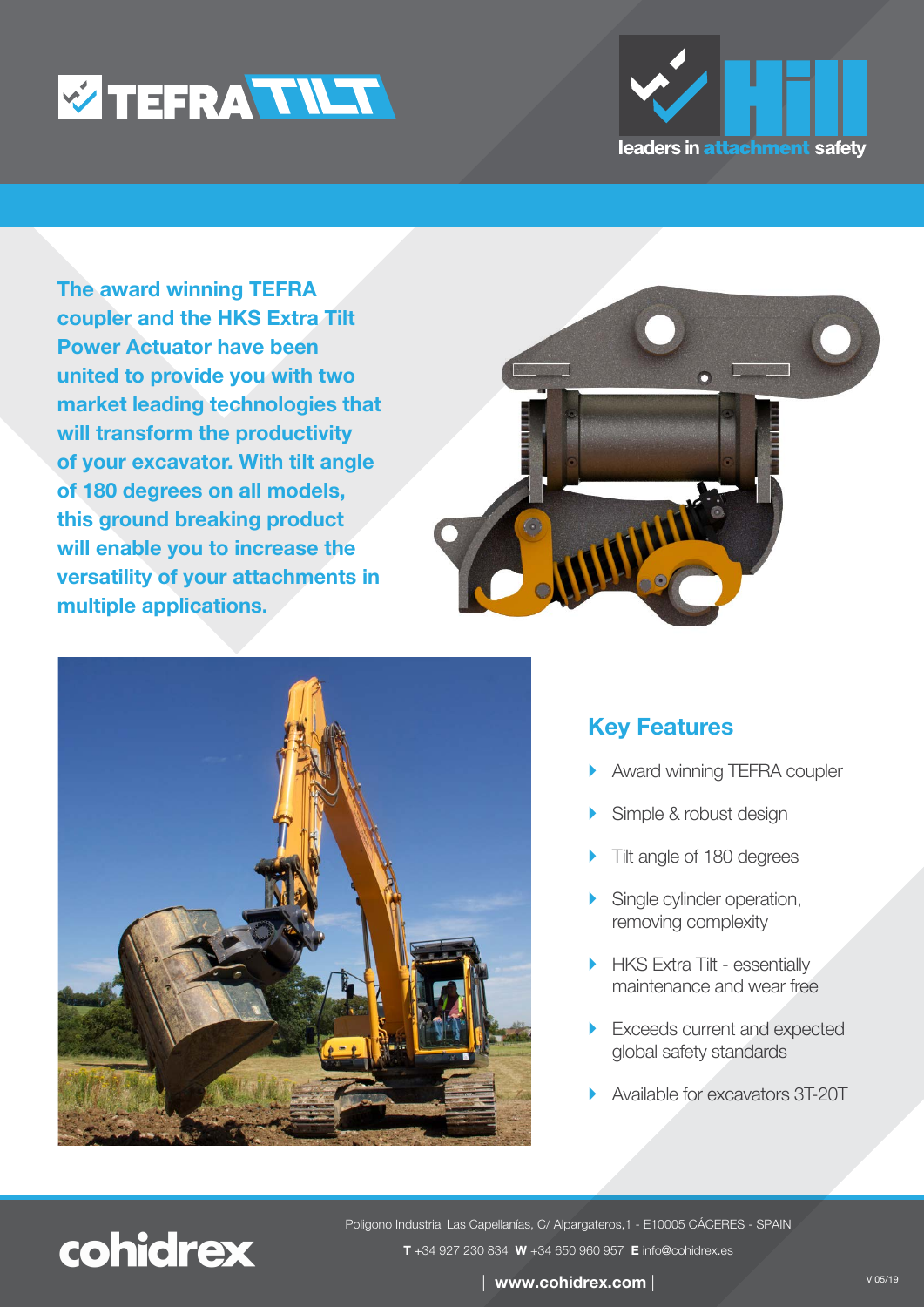TEFRA TILT

Hill — leaders in attachment safety

**The award winning TEFRA coupler and the HKS Extra Tilt Power Actuator have been united to provide you with two market leading technologies that will transform the productivity of your excavator. With tilt angle of 180 degrees on all models, this ground breaking product will enable you to increase the versatility of your attachments in multiple applications.**

## Key Features

- Award winning TEFRA coupler
- Simple & robust design
- Tilt angle of 180 degrees
- Single cylinder operation, removing complexity
- HKS Extra Tilt - essentially maintenance and wear free
- Exceeds current and expected global safety standards
- Available for excavators 3T-20T

cohidrex

Poligono Industrial Las Capellanías, C/ Alpargateros,1 - E10005 CÁCERES - SPAIN

**T** +34 927 230 834 **W** +34 650 960 957 **E** info@cohidrex.es

**www.cohidrex.com**

V 05/19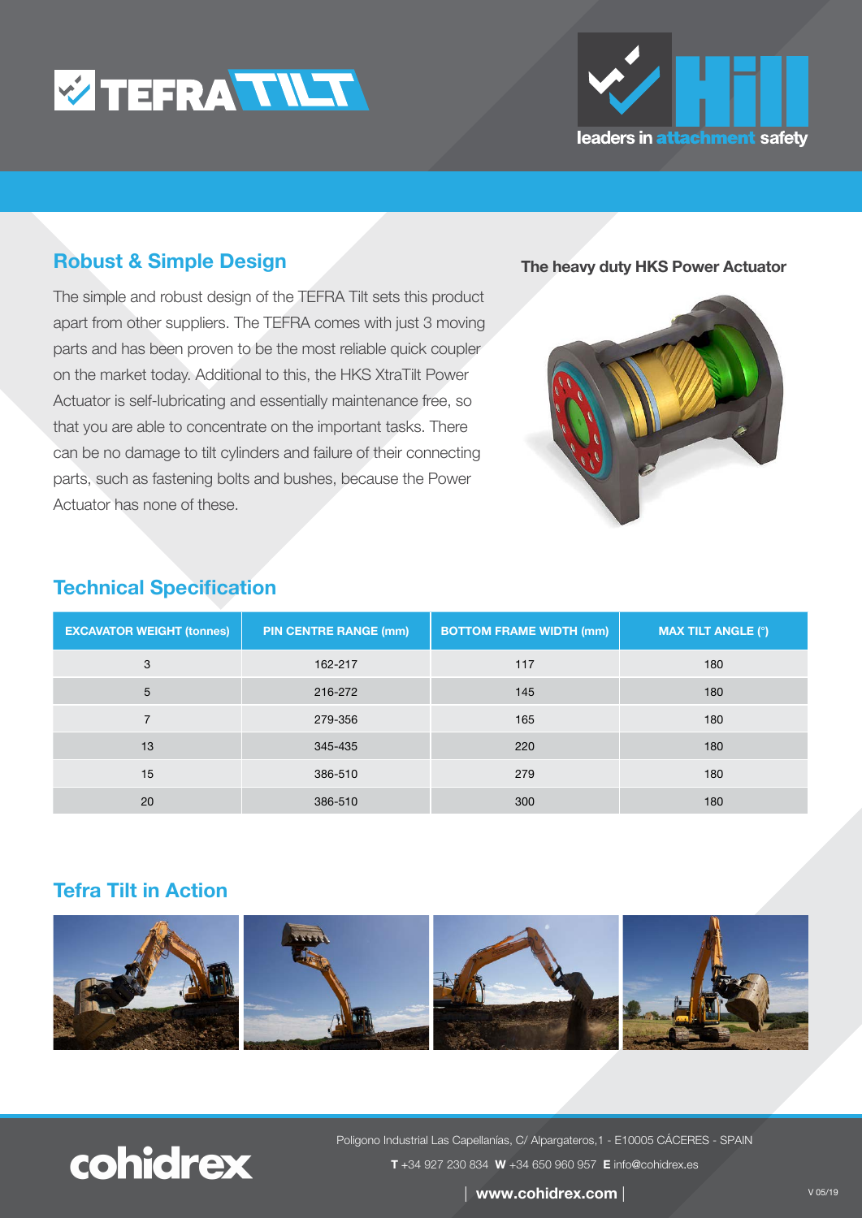TEFRA TILT

leaders in attachment safety

## Robust & Simple Design

The simple and robust design of the TEFRA Tilt sets this product apart from other suppliers. The TEFRA comes with just 3 moving parts and has been proven to be the most reliable quick coupler on the market today. Additional to this, the HKS XtraTilt Power Actuator is self-lubricating and essentially maintenance free, so that you are able to concentrate on the important tasks. There can be no damage to tilt cylinders and failure of their connecting parts, such as fastening bolts and bushes, because the Power Actuator has none of these.

**The heavy duty HKS Power Actuator**

## Technical Specification

| EXCAVATOR WEIGHT (tonnes) | PIN CENTRE RANGE (mm) | BOTTOM FRAME WIDTH (mm) | MAX TILT ANGLE (°) |
|---|---|---|---|
| 3 | 162-217 | 117 | 180 |
| 5 | 216-272 | 145 | 180 |
| 7 | 279-356 | 165 | 180 |
| 13 | 345-435 | 220 | 180 |
| 15 | 386-510 | 279 | 180 |
| 20 | 386-510 | 300 | 180 |

## Tefra Tilt in Action

cohidrex

Poligono Industrial Las Capellanías, C/ Alpargateros,1 - E10005 CÁCERES - SPAIN

**T** +34 927 230 834 **W** +34 650 960 957 **E** info@cohidrex.es

**www.cohidrex.com**

V 05/19